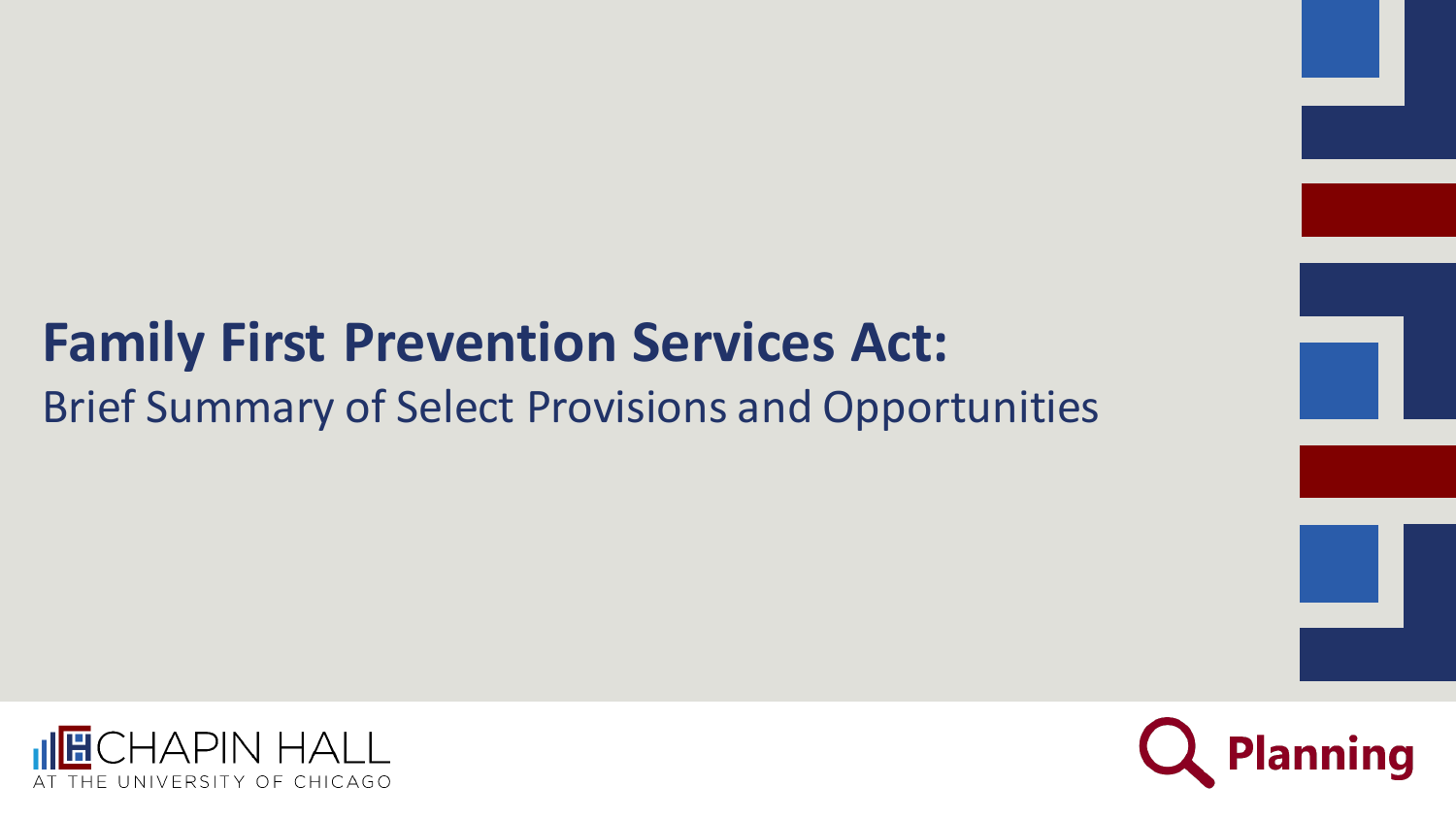# Family First Prevention Services Act:

Brief Summary of Select Provisions and Opportunities

CHAPIN HALL AT THE UNIVERSITY OF CHICAGO

Planning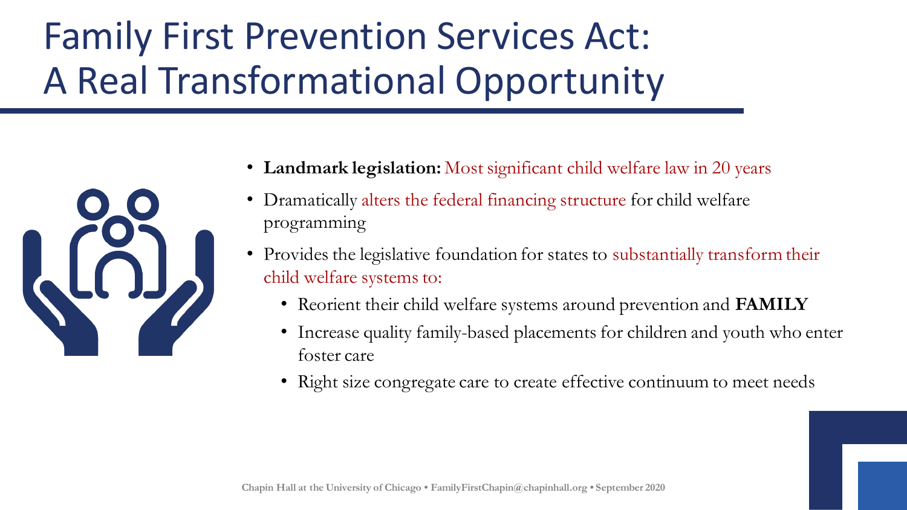# Family First Prevention Services Act: A Real Transformational Opportunity

- **Landmark legislation:** Most significant child welfare law in 20 years
- Dramatically alters the federal financing structure for child welfare programming
- Provides the legislative foundation for states to substantially transform their child welfare systems to:
  - Reorient their child welfare systems around prevention and **FAMILY**
  - Increase quality family-based placements for children and youth who enter foster care
  - Right size congregate care to create effective continuum to meet needs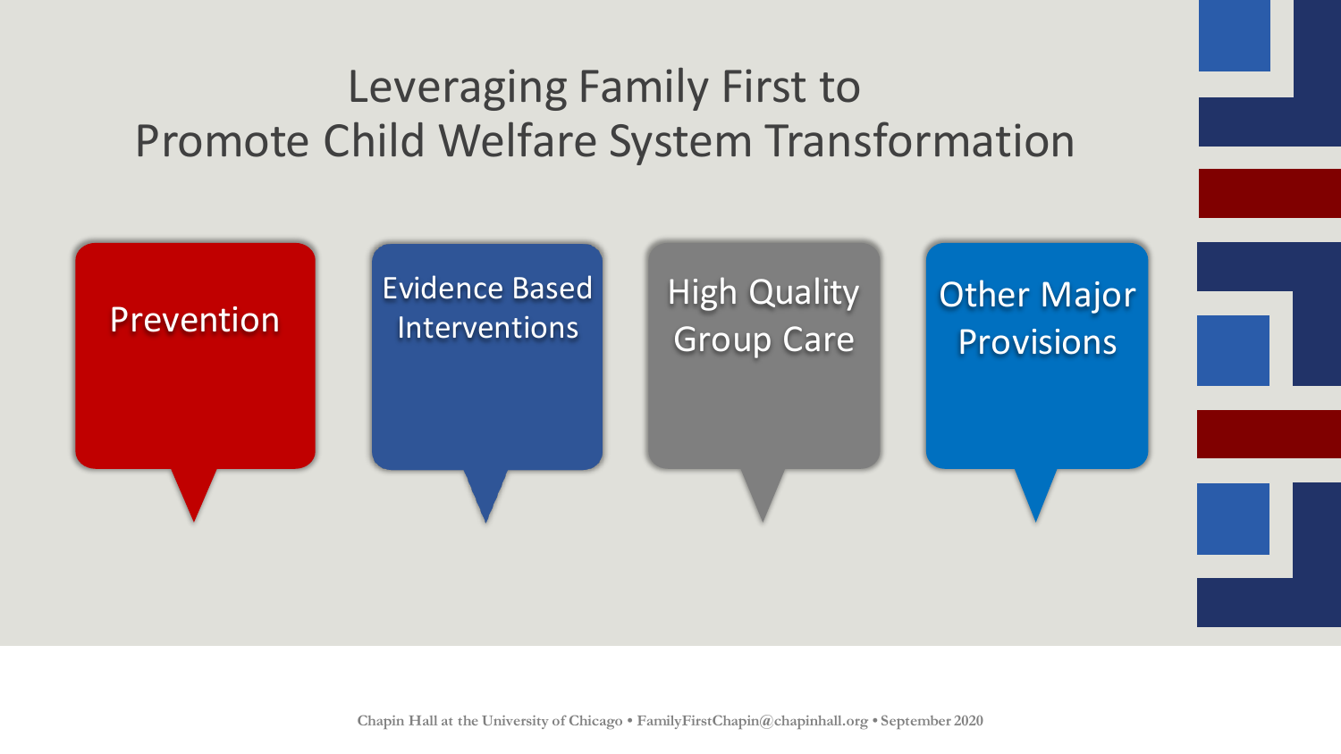# Leveraging Family First to Promote Child Welfare System Transformation

- Prevention
- Evidence Based Interventions
- High Quality Group Care
- Other Major Provisions

Chapin Hall at the University of Chicago • FamilyFirstChapin@chapinhall.org • September 2020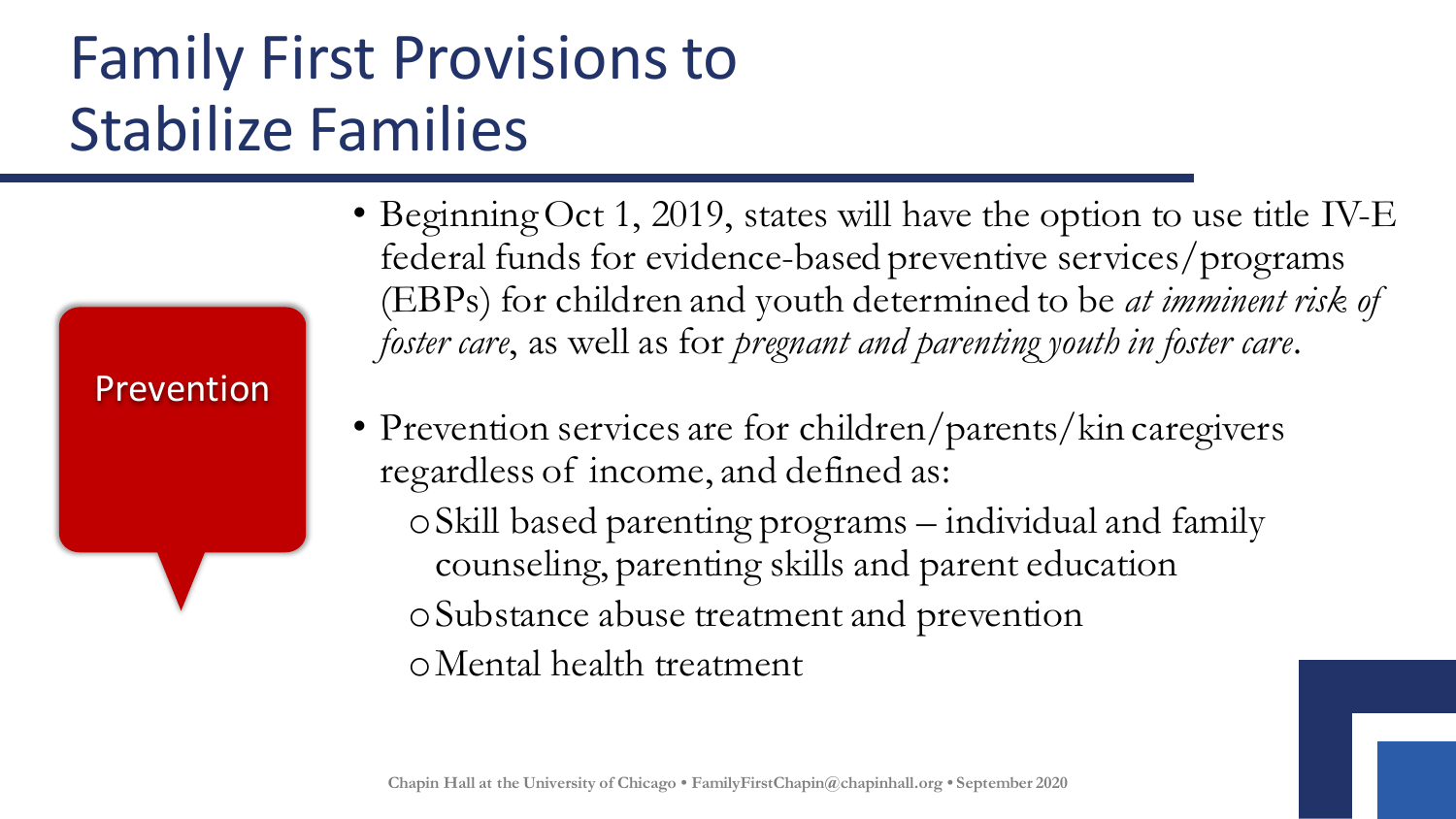# Family First Provisions to Stabilize Families

**Prevention**

- Beginning Oct 1, 2019, states will have the option to use title IV-E federal funds for evidence-based preventive services/programs (EBPs) for children and youth determined to be *at imminent risk of foster care*, as well as for *pregnant and parenting youth in foster care*.
- Prevention services are for children/parents/kin caregivers regardless of income, and defined as:
  - Skill based parenting programs – individual and family counseling, parenting skills and parent education
  - Substance abuse treatment and prevention
  - Mental health treatment

Chapin Hall at the University of Chicago • FamilyFirstChapin@chapinhall.org • September 2020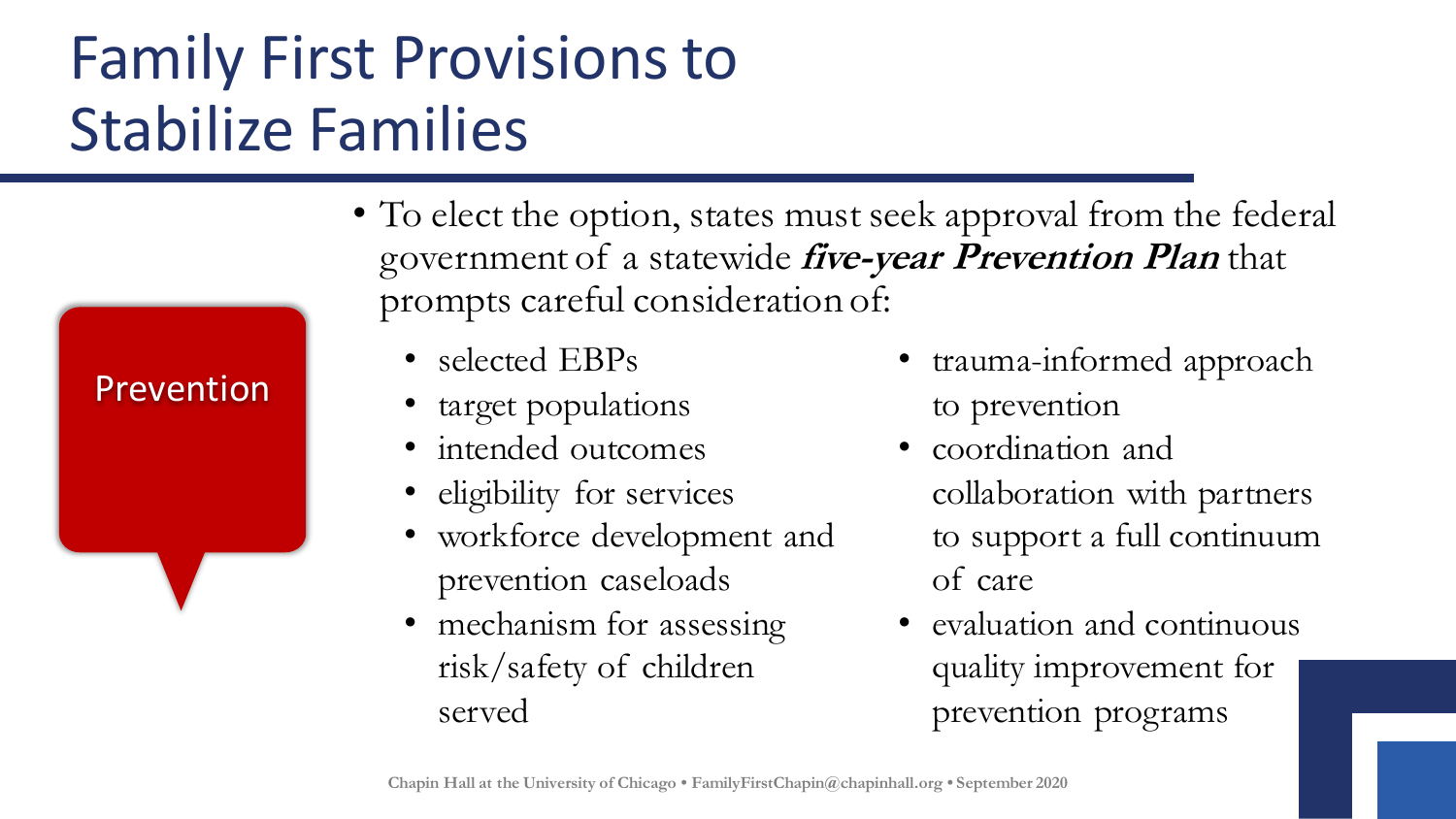# Family First Provisions to Stabilize Families

Prevention

- To elect the option, states must seek approval from the federal government of a statewide ***five-year Prevention Plan*** that prompts careful consideration of:
  - selected EBPs
  - target populations
  - intended outcomes
  - eligibility for services
  - workforce development and prevention caseloads
  - mechanism for assessing risk/safety of children served
  - trauma-informed approach to prevention
  - coordination and collaboration with partners to support a full continuum of care
  - evaluation and continuous quality improvement for prevention programs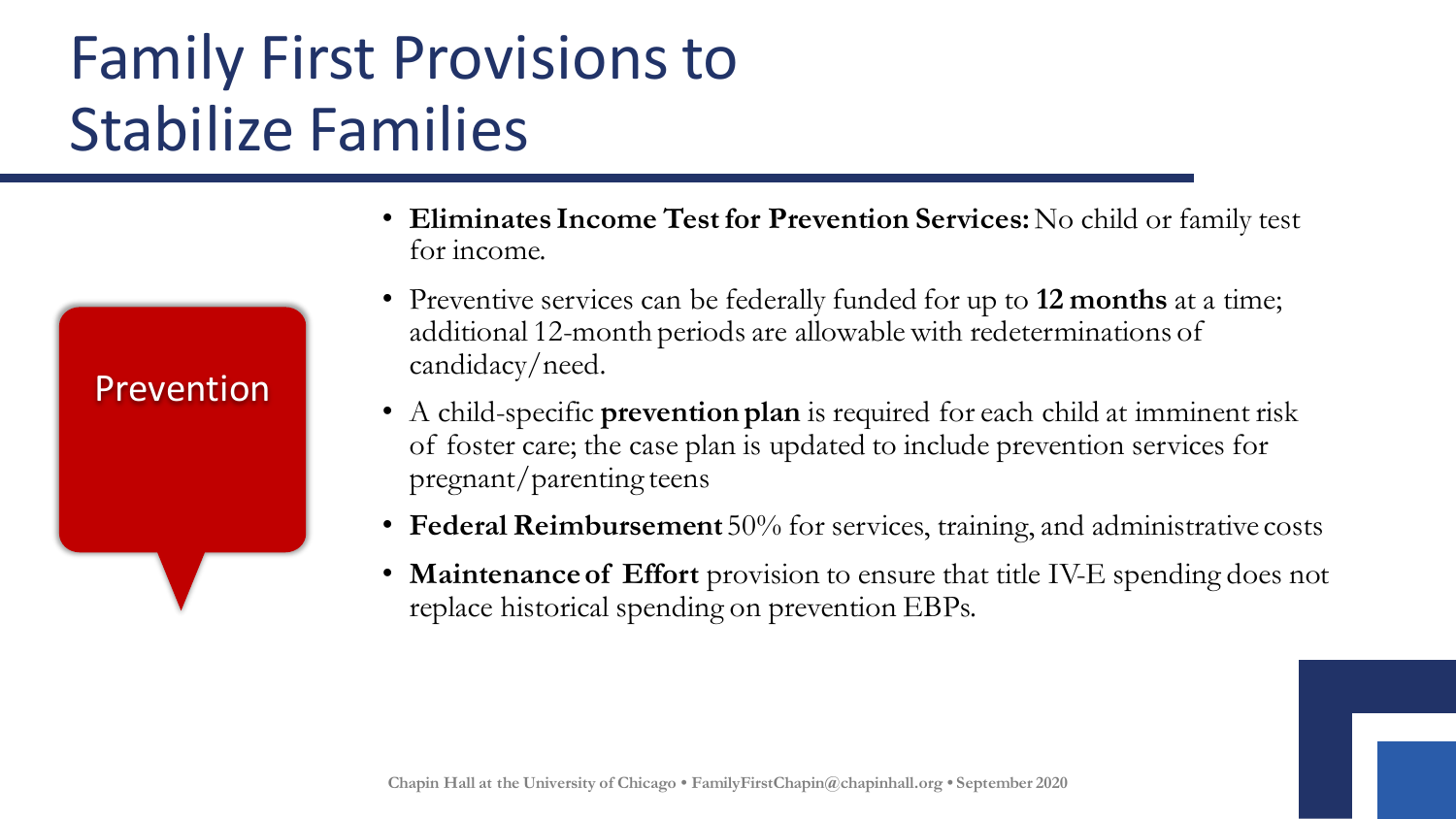# Family First Provisions to Stabilize Families

Prevention

- **Eliminates Income Test for Prevention Services:** No child or family test for income.
- Preventive services can be federally funded for up to **12 months** at a time; additional 12-month periods are allowable with redeterminations of candidacy/need.
- A child-specific **prevention plan** is required for each child at imminent risk of foster care; the case plan is updated to include prevention services for pregnant/parenting teens
- **Federal Reimbursement** 50% for services, training, and administrative costs
- **Maintenance of Effort** provision to ensure that title IV-E spending does not replace historical spending on prevention EBPs.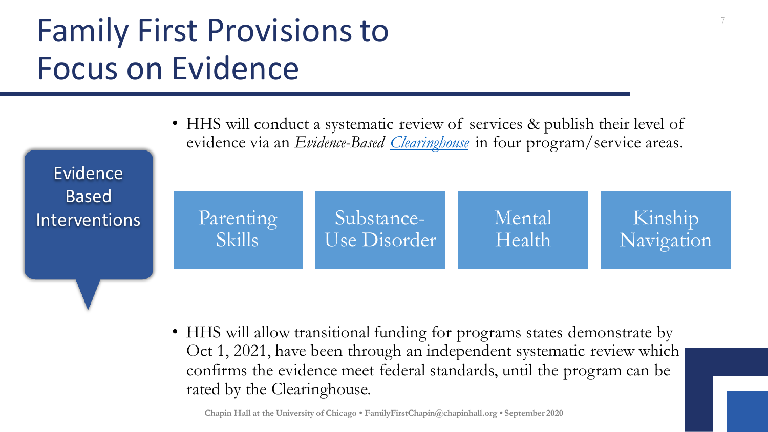# Family First Provisions to Focus on Evidence

- HHS will conduct a systematic review of services & publish their level of evidence via an *Evidence-Based Clearinghouse* in four program/service areas.

**Evidence Based Interventions**

- Parenting Skills
- Substance-Use Disorder
- Mental Health
- Kinship Navigation

- HHS will allow transitional funding for programs states demonstrate by Oct 1, 2021, have been through an independent systematic review which confirms the evidence meet federal standards, until the program can be rated by the Clearinghouse.

Chapin Hall at the University of Chicago • FamilyFirstChapin@chapinhall.org • September 2020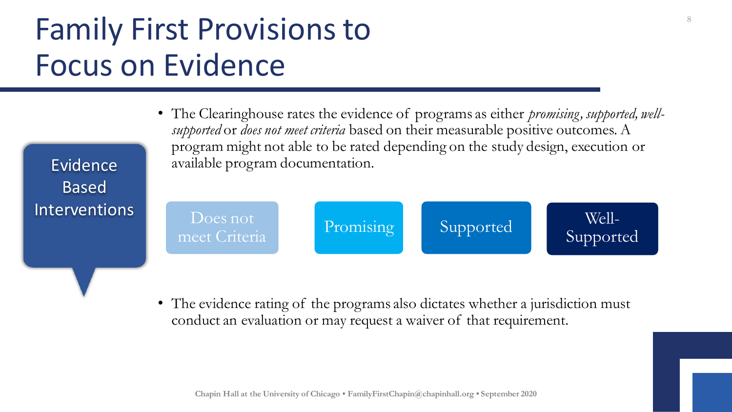# Family First Provisions to Focus on Evidence

**Evidence Based Interventions**

- The Clearinghouse rates the evidence of programs as either *promising*, *supported*, *well-supported* or *does not meet criteria* based on their measurable positive outcomes. A program might not able to be rated depending on the study design, execution or available program documentation.

Does not meet Criteria | Promising | Supported | Well-Supported

- The evidence rating of the programs also dictates whether a jurisdiction must conduct an evaluation or may request a waiver of that requirement.

Chapin Hall at the University of Chicago • FamilyFirstChapin@chapinhall.org • September 2020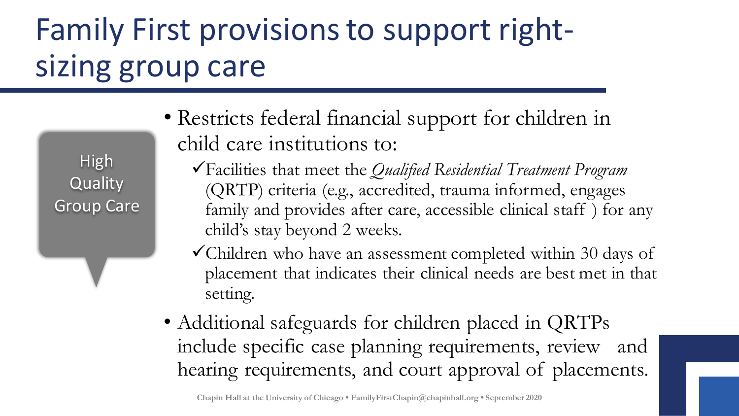# Family First provisions to support right-sizing group care

High Quality Group Care

- Restricts federal financial support for children in child care institutions to:
  - ✓Facilities that meet the *Qualified Residential Treatment Program* (QRTP) criteria (e.g., accredited, trauma informed, engages family and provides after care, accessible clinical staff ) for any child's stay beyond 2 weeks.
  - ✓Children who have an assessment completed within 30 days of placement that indicates their clinical needs are best met in that setting.
- Additional safeguards for children placed in QRTPs include specific case planning requirements, review and hearing requirements, and court approval of placements.

Chapin Hall at the University of Chicago • FamilyFirstChapin@chapinhall.org • September 2020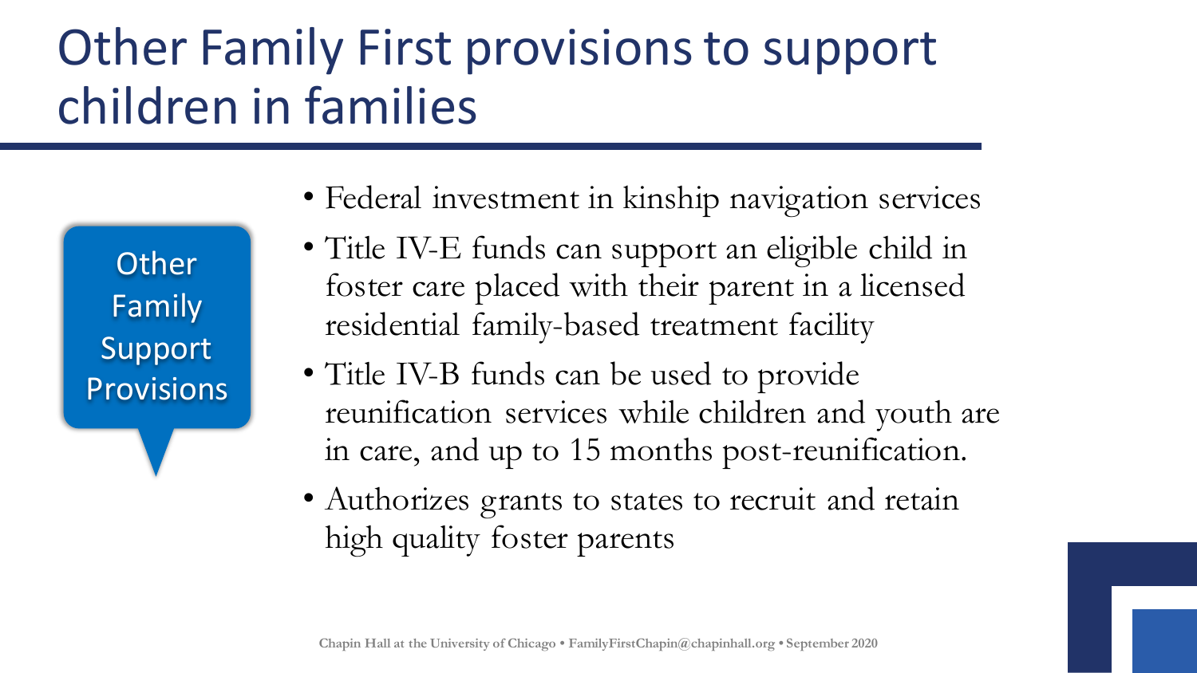# Other Family First provisions to support children in families

**Other Family Support Provisions**

- Federal investment in kinship navigation services
- Title IV-E funds can support an eligible child in foster care placed with their parent in a licensed residential family-based treatment facility
- Title IV-B funds can be used to provide reunification services while children and youth are in care, and up to 15 months post-reunification.
- Authorizes grants to states to recruit and retain high quality foster parents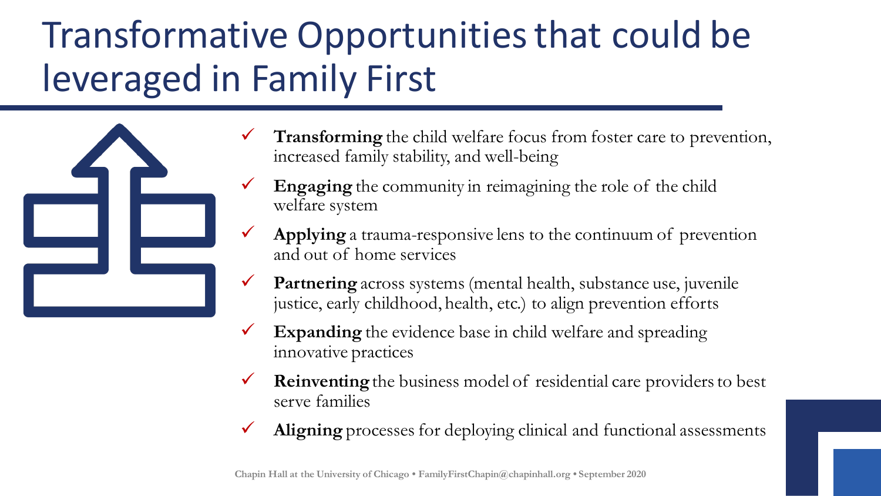# Transformative Opportunities that could be leveraged in Family First

- ✓ **Transforming** the child welfare focus from foster care to prevention, increased family stability, and well-being
- ✓ **Engaging** the community in reimagining the role of the child welfare system
- ✓ **Applying** a trauma-responsive lens to the continuum of prevention and out of home services
- ✓ **Partnering** across systems (mental health, substance use, juvenile justice, early childhood, health, etc.) to align prevention efforts
- ✓ **Expanding** the evidence base in child welfare and spreading innovative practices
- ✓ **Reinventing** the business model of residential care providers to best serve families
- ✓ **Aligning** processes for deploying clinical and functional assessments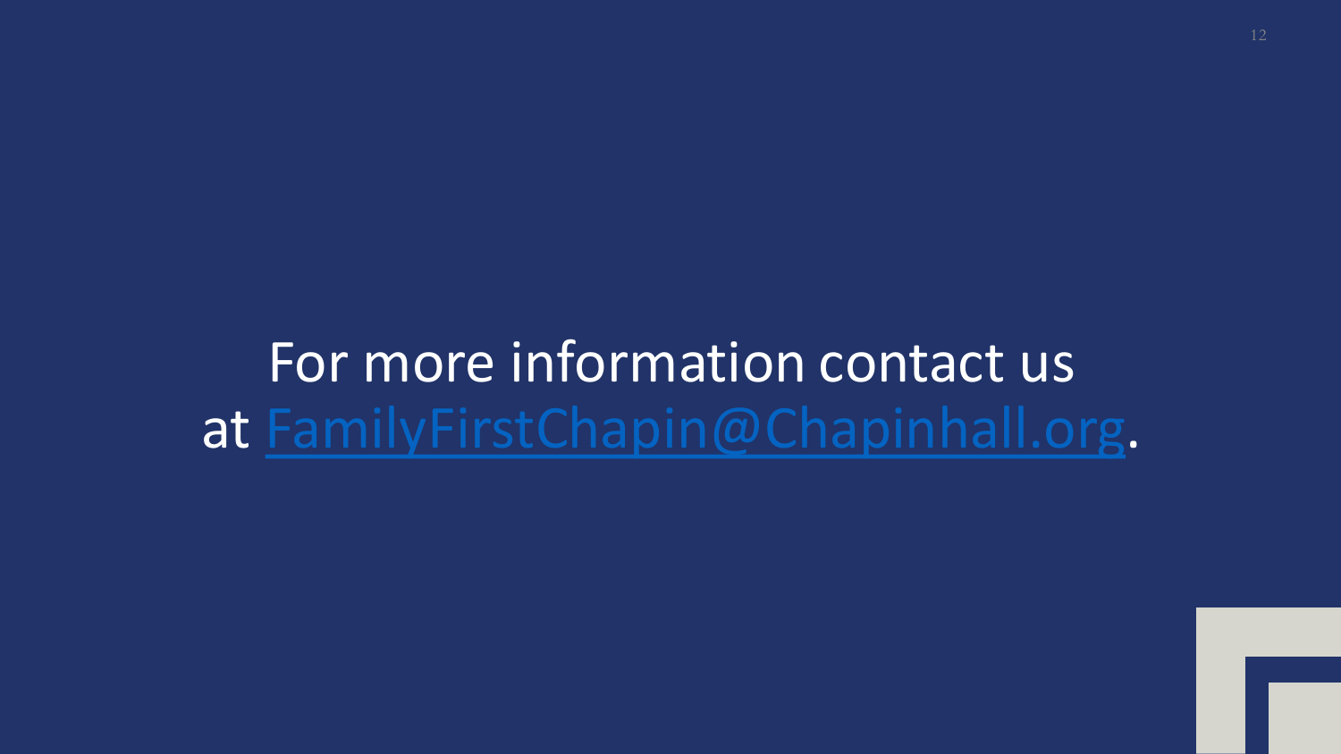For more information contact us at FamilyFirstChapin@Chapinhall.org.